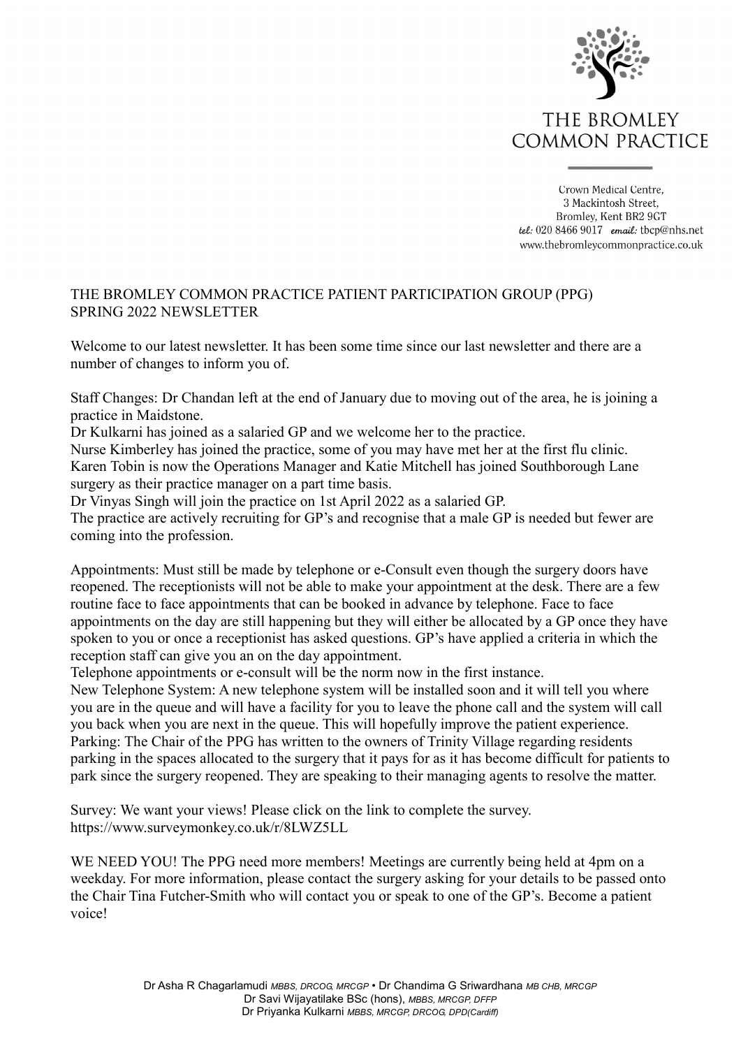THE BROMLEY COMMON PRACTICE

Crown Medical Centre,
3 Mackintosh Street,
Bromley, Kent BR2 9GT
tel: 020 8466 9017 email: tbcp@nhs.net
www.thebromleycommonpractice.co.uk

THE BROMLEY COMMON PRACTICE PATIENT PARTICIPATION GROUP (PPG)
SPRING 2022 NEWSLETTER

Welcome to our latest newsletter. It has been some time since our last newsletter and there are a number of changes to inform you of.

Staff Changes: Dr Chandan left at the end of January due to moving out of the area, he is joining a practice in Maidstone.
Dr Kulkarni has joined as a salaried GP and we welcome her to the practice.
Nurse Kimberley has joined the practice, some of you may have met her at the first flu clinic.
Karen Tobin is now the Operations Manager and Katie Mitchell has joined Southborough Lane surgery as their practice manager on a part time basis.
Dr Vinyas Singh will join the practice on 1st April 2022 as a salaried GP.
The practice are actively recruiting for GP's and recognise that a male GP is needed but fewer are coming into the profession.

Appointments: Must still be made by telephone or e-Consult even though the surgery doors have reopened. The receptionists will not be able to make your appointment at the desk. There are a few routine face to face appointments that can be booked in advance by telephone. Face to face appointments on the day are still happening but they will either be allocated by a GP once they have spoken to you or once a receptionist has asked questions. GP's have applied a criteria in which the reception staff can give you an on the day appointment.
Telephone appointments or e-consult will be the norm now in the first instance.
New Telephone System: A new telephone system will be installed soon and it will tell you where you are in the queue and will have a facility for you to leave the phone call and the system will call you back when you are next in the queue. This will hopefully improve the patient experience.
Parking: The Chair of the PPG has written to the owners of Trinity Village regarding residents parking in the spaces allocated to the surgery that it pays for as it has become difficult for patients to park since the surgery reopened. They are speaking to their managing agents to resolve the matter.

Survey: We want your views! Please click on the link to complete the survey.
https://www.surveymonkey.co.uk/r/8LWZ5LL

WE NEED YOU! The PPG need more members! Meetings are currently being held at 4pm on a weekday. For more information, please contact the surgery asking for your details to be passed onto the Chair Tina Futcher-Smith who will contact you or speak to one of the GP's. Become a patient voice!

Dr Asha R Chagarlamudi *MBBS, DRCOG, MRCGP* • Dr Chandima G Sriwardhana *MB CHB, MRCGP*
Dr Savi Wijayatilake BSc (hons), *MBBS, MRCGP, DFFP*
Dr Priyanka Kulkarni *MBBS, MRCGP, DRCOG, DPD(Cardiff)*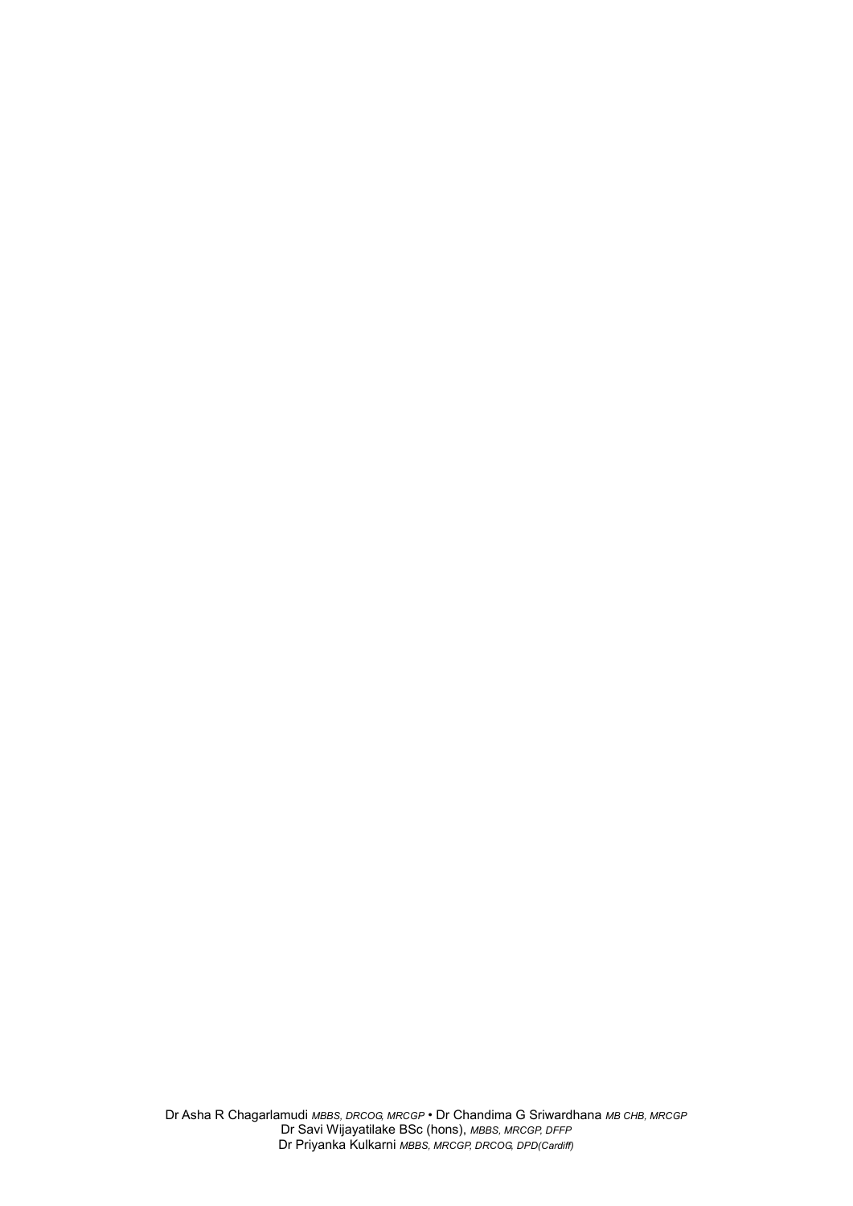Dr Asha R Chagarlamudi *MBBS, DRCOG, MRCGP* • Dr Chandima G Sriwardhana *MB CHB, MRCGP*
Dr Savi Wijayatilake BSc (hons), *MBBS, MRCGP, DFFP*
Dr Priyanka Kulkarni *MBBS, MRCGP, DRCOG, DPD(Cardiff)*